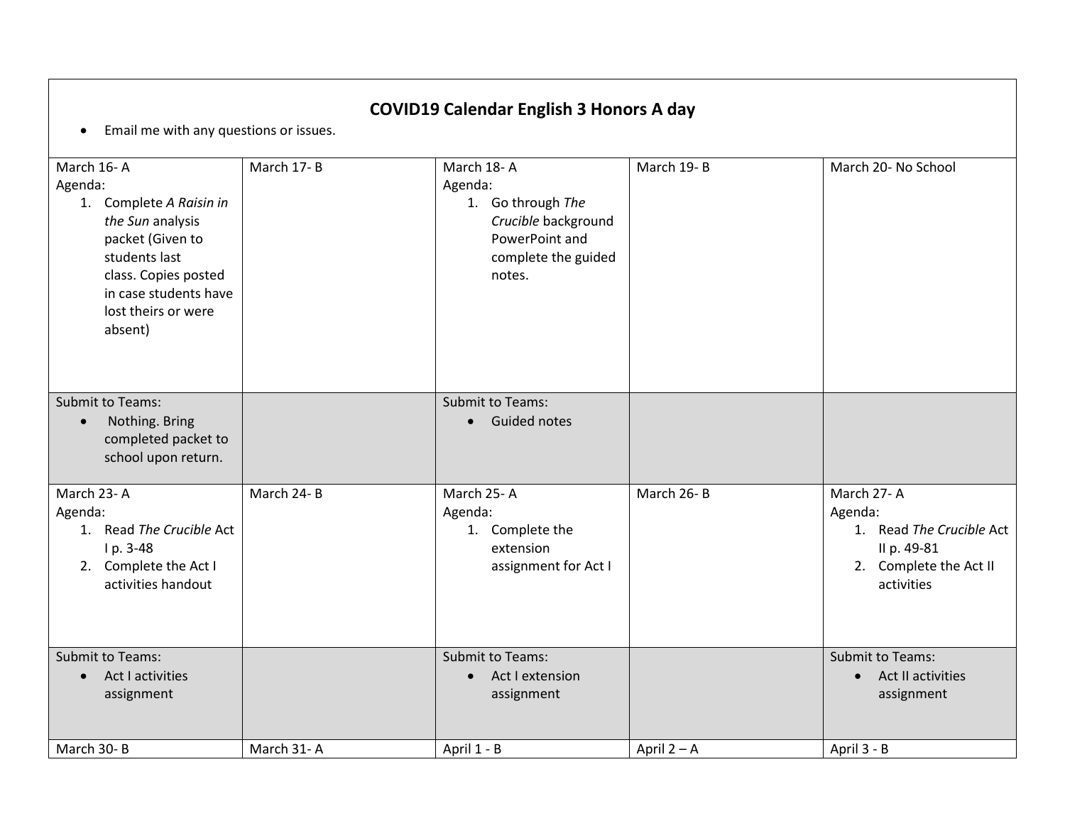# COVID19 Calendar English 3 Honors A day

- Email me with any questions or issues.

| March 16- A | March 17- B | March 18- A | March 19- B | March 20- No School |
|---|---|---|---|---|
| Agenda:<br>1. Complete *A Raisin in the Sun* analysis packet (Given to students last class. Copies posted in case students have lost theirs or were absent) | | Agenda:<br>1. Go through *The Crucible* background PowerPoint and complete the guided notes. | | |
| Submit to Teams:<br>• Nothing. Bring completed packet to school upon return. | | Submit to Teams:<br>• Guided notes | | |
| **March 23- A** | **March 24- B** | **March 25- A** | **March 26- B** | **March 27- A** |
| Agenda:<br>1. Read *The Crucible* Act I p. 3-48<br>2. Complete the Act I activities handout | | Agenda:<br>1. Complete the extension assignment for Act I | | Agenda:<br>1. Read *The Crucible* Act II p. 49-81<br>2. Complete the Act II activities |
| Submit to Teams:<br>• Act I activities assignment | | Submit to Teams:<br>• Act I extension assignment | | Submit to Teams:<br>• Act II activities assignment |
| **March 30- B** | **March 31- A** | **April 1 - B** | **April 2 – A** | **April 3 - B** |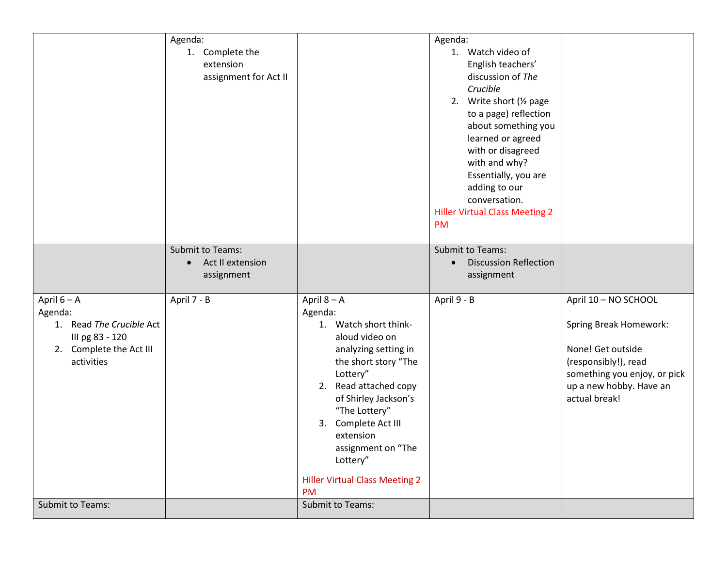| | | | | |
|---|---|---|---|---|
| | Agenda:<br>1. Complete the extension assignment for Act II | | Agenda:<br>1. Watch video of English teachers' discussion of *The Crucible*<br>2. Write short (½ page to a page) reflection about something you learned or agreed with or disagreed with and why? Essentially, you are adding to our conversation.<br>Hiller Virtual Class Meeting 2 PM | |
| | Submit to Teams:<br>• Act II extension assignment | | Submit to Teams:<br>• Discussion Reflection assignment | |
| April 6 – A<br>Agenda:<br>1. Read *The Crucible* Act III pg 83 - 120<br>2. Complete the Act III activities | April 7 - B | April 8 – A<br>Agenda:<br>1. Watch short think-aloud video on analyzing setting in the short story "The Lottery"<br>2. Read attached copy of Shirley Jackson's "The Lottery"<br>3. Complete Act III extension assignment on "The Lottery"<br>Hiller Virtual Class Meeting 2 PM | April 9 - B | April 10 – NO SCHOOL<br><br>Spring Break Homework:<br><br>None! Get outside (responsibly!), read something you enjoy, or pick up a new hobby. Have an actual break! |
| Submit to Teams: | | Submit to Teams: | | |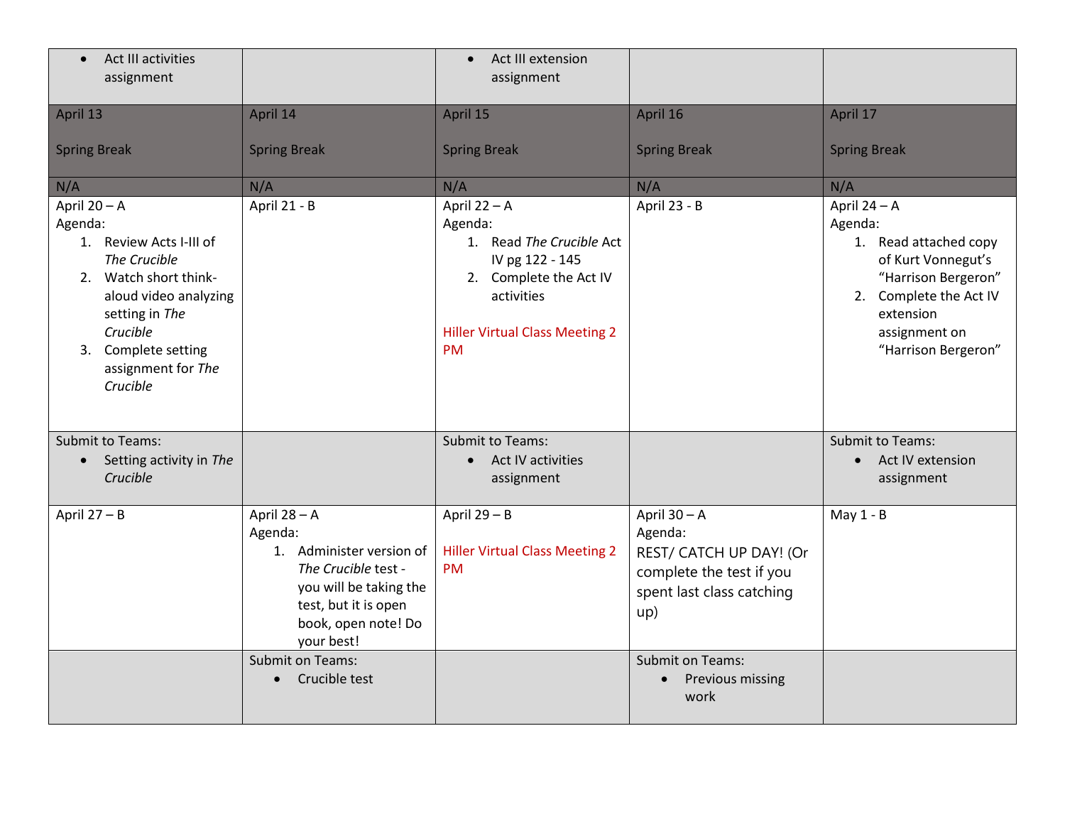| | | | | |
|---|---|---|---|---|
| • Act III activities assignment | | • Act III extension assignment | | |
| April 13<br><br>Spring Break | April 14<br><br>Spring Break | April 15<br><br>Spring Break | April 16<br><br>Spring Break | April 17<br><br>Spring Break |
| N/A | N/A | N/A | N/A | N/A |
| April 20 – A<br>Agenda:<br>1. Review Acts I-III of *The Crucible*<br>2. Watch short think-aloud video analyzing setting in *The Crucible*<br>3. Complete setting assignment for *The Crucible* | April 21 - B | April 22 – A<br>Agenda:<br>1. Read *The Crucible* Act IV pg 122 - 145<br>2. Complete the Act IV activities<br><br>Hiller Virtual Class Meeting 2 PM | April 23 - B | April 24 – A<br>Agenda:<br>1. Read attached copy of Kurt Vonnegut's "Harrison Bergeron"<br>2. Complete the Act IV extension assignment on "Harrison Bergeron" |
| Submit to Teams:<br>• Setting activity in *The Crucible* | | Submit to Teams:<br>• Act IV activities assignment | | Submit to Teams:<br>• Act IV extension assignment |
| April 27 – B | April 28 – A<br>Agenda:<br>1. Administer version of *The Crucible* test - you will be taking the test, but it is open book, open note! Do your best! | April 29 – B<br><br>Hiller Virtual Class Meeting 2 PM | April 30 – A<br>Agenda:<br>REST/ CATCH UP DAY! (Or complete the test if you spent last class catching up) | May 1 - B |
| | Submit on Teams:<br>• Crucible test | | Submit on Teams:<br>• Previous missing work | |